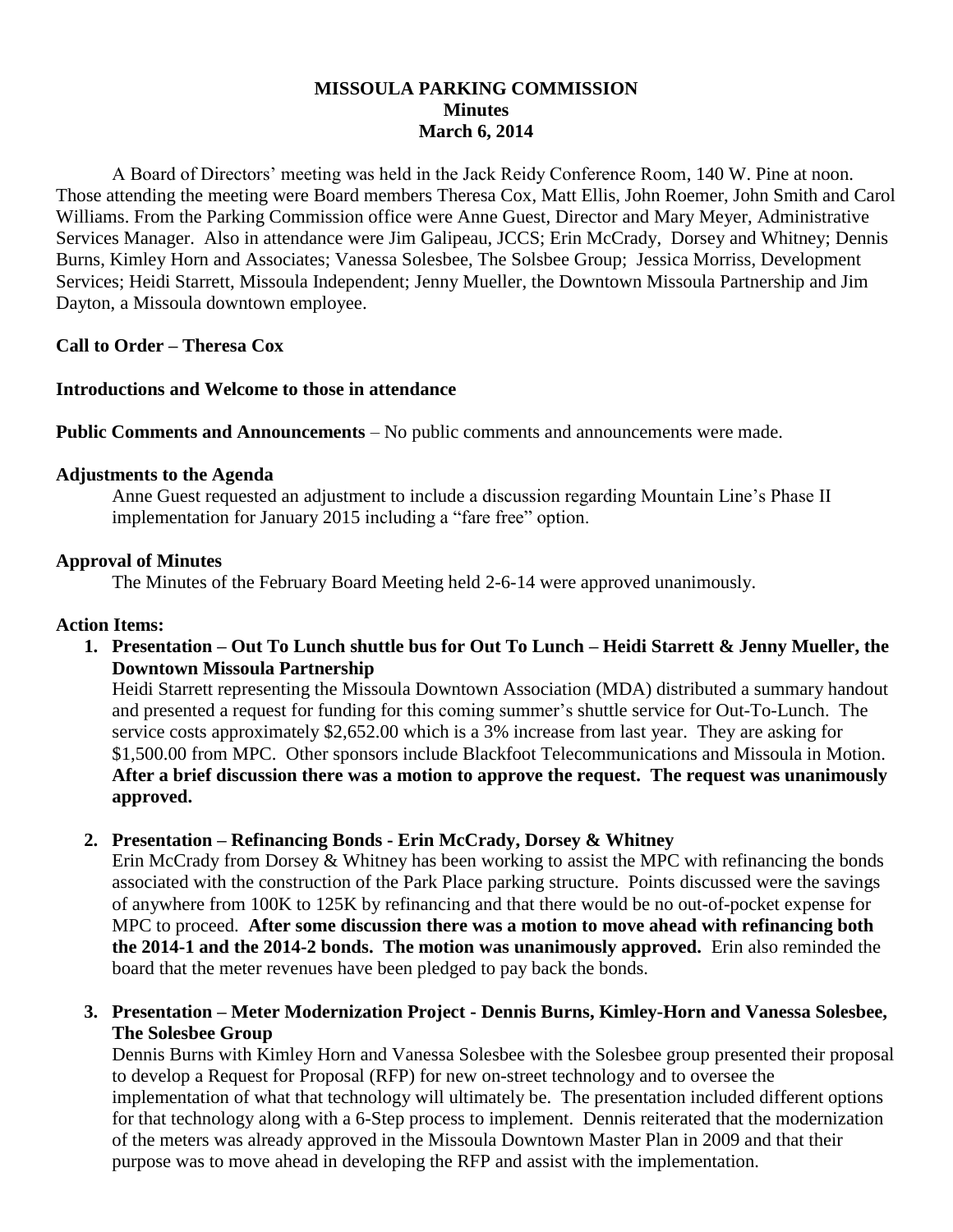**MISSOULA PARKING COMMISSION**
**Minutes**
**March 6, 2014**

A Board of Directors' meeting was held in the Jack Reidy Conference Room, 140 W. Pine at noon. Those attending the meeting were Board members Theresa Cox, Matt Ellis, John Roemer, John Smith and Carol Williams. From the Parking Commission office were Anne Guest, Director and Mary Meyer, Administrative Services Manager. Also in attendance were Jim Galipeau, JCCS; Erin McCrady, Dorsey and Whitney; Dennis Burns, Kimley Horn and Associates; Vanessa Solesbee, The Solsbee Group; Jessica Morriss, Development Services; Heidi Starrett, Missoula Independent; Jenny Mueller, the Downtown Missoula Partnership and Jim Dayton, a Missoula downtown employee.

**Call to Order – Theresa Cox**

**Introductions and Welcome to those in attendance**

**Public Comments and Announcements** – No public comments and announcements were made.

**Adjustments to the Agenda**

Anne Guest requested an adjustment to include a discussion regarding Mountain Line's Phase II implementation for January 2015 including a "fare free" option.

**Approval of Minutes**

The Minutes of the February Board Meeting held 2-6-14 were approved unanimously.

**Action Items:**

1. **Presentation – Out To Lunch shuttle bus for Out To Lunch – Heidi Starrett & Jenny Mueller, the Downtown Missoula Partnership**
   Heidi Starrett representing the Missoula Downtown Association (MDA) distributed a summary handout and presented a request for funding for this coming summer's shuttle service for Out-To-Lunch. The service costs approximately $2,652.00 which is a 3% increase from last year. They are asking for $1,500.00 from MPC. Other sponsors include Blackfoot Telecommunications and Missoula in Motion. **After a brief discussion there was a motion to approve the request. The request was unanimously approved.**

2. **Presentation – Refinancing Bonds - Erin McCrady, Dorsey & Whitney**
   Erin McCrady from Dorsey & Whitney has been working to assist the MPC with refinancing the bonds associated with the construction of the Park Place parking structure. Points discussed were the savings of anywhere from 100K to 125K by refinancing and that there would be no out-of-pocket expense for MPC to proceed. **After some discussion there was a motion to move ahead with refinancing both the 2014-1 and the 2014-2 bonds. The motion was unanimously approved.** Erin also reminded the board that the meter revenues have been pledged to pay back the bonds.

3. **Presentation – Meter Modernization Project - Dennis Burns, Kimley-Horn and Vanessa Solesbee, The Solesbee Group**
   Dennis Burns with Kimley Horn and Vanessa Solesbee with the Solesbee group presented their proposal to develop a Request for Proposal (RFP) for new on-street technology and to oversee the implementation of what that technology will ultimately be. The presentation included different options for that technology along with a 6-Step process to implement. Dennis reiterated that the modernization of the meters was already approved in the Missoula Downtown Master Plan in 2009 and that their purpose was to move ahead in developing the RFP and assist with the implementation.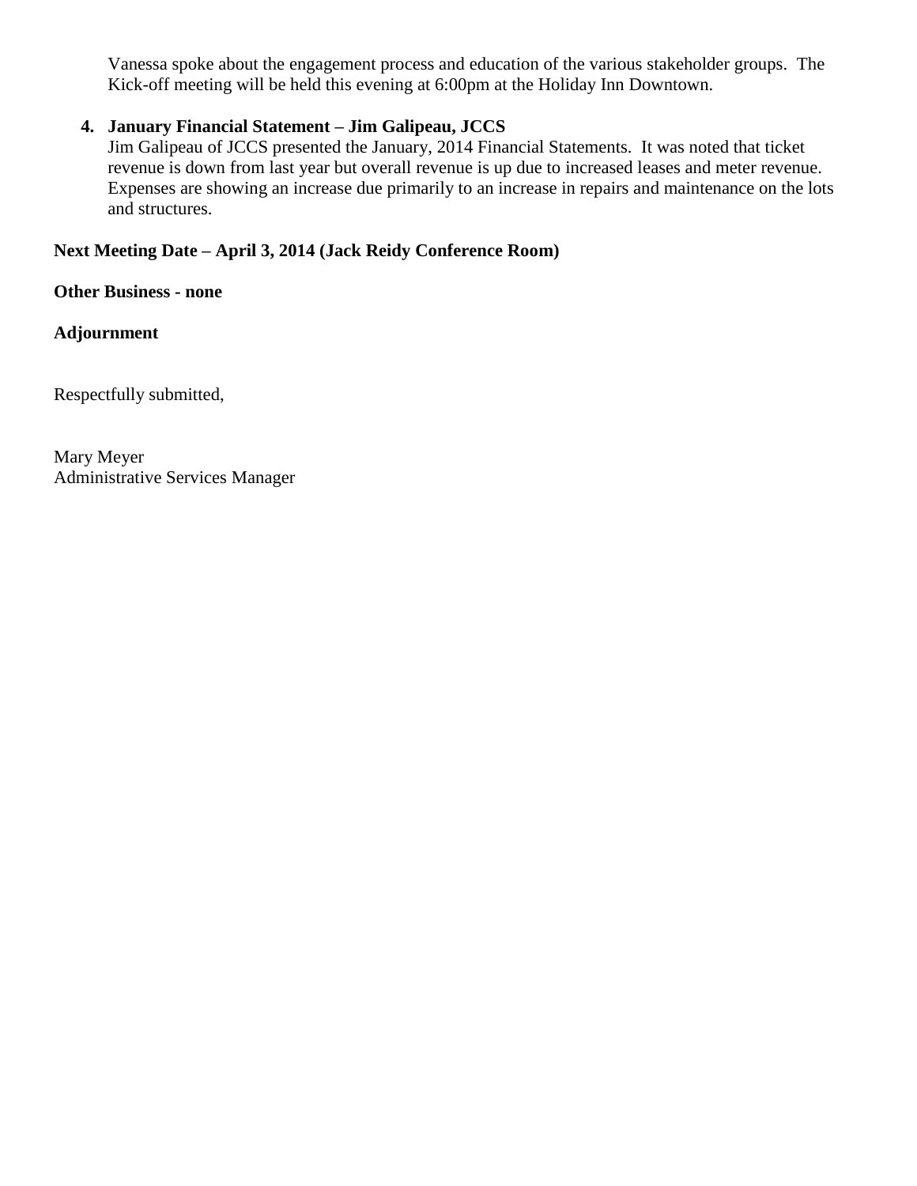Vanessa spoke about the engagement process and education of the various stakeholder groups. The Kick-off meeting will be held this evening at 6:00pm at the Holiday Inn Downtown.

4. **January Financial Statement – Jim Galipeau, JCCS**
   Jim Galipeau of JCCS presented the January, 2014 Financial Statements. It was noted that ticket revenue is down from last year but overall revenue is up due to increased leases and meter revenue. Expenses are showing an increase due primarily to an increase in repairs and maintenance on the lots and structures.

**Next Meeting Date – April 3, 2014 (Jack Reidy Conference Room)**

**Other Business - none**

**Adjournment**

Respectfully submitted,

Mary Meyer
Administrative Services Manager